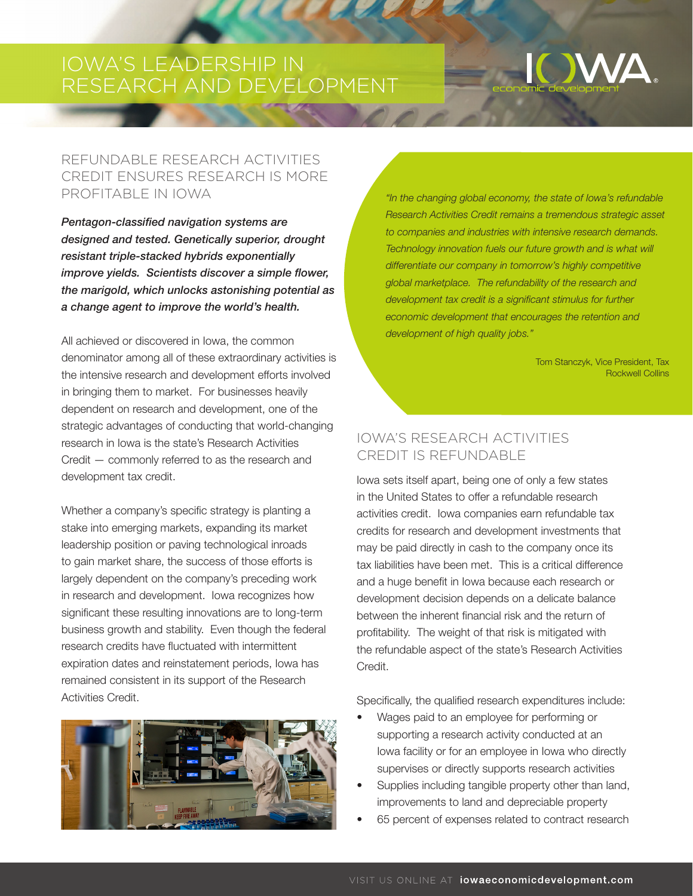# IOWA'S LEADERSHIP IN RESEARCH AND DEVELOPMENT

## REFUNDABLE RESEARCH ACTIVITIES CREDIT ENSURES RESEARCH IS MORE PROFITABLE IN IOWA

***Pentagon-classified navigation systems are designed and tested. Genetically superior, drought resistant triple-stacked hybrids exponentially improve yields. Scientists discover a simple flower, the marigold, which unlocks astonishing potential as a change agent to improve the world's health.***

All achieved or discovered in Iowa, the common denominator among all of these extraordinary activities is the intensive research and development efforts involved in bringing them to market. For businesses heavily dependent on research and development, one of the strategic advantages of conducting that world-changing research in Iowa is the state's Research Activities Credit — commonly referred to as the research and development tax credit.

Whether a company's specific strategy is planting a stake into emerging markets, expanding its market leadership position or paving technological inroads to gain market share, the success of those efforts is largely dependent on the company's preceding work in research and development. Iowa recognizes how significant these resulting innovations are to long-term business growth and stability. Even though the federal research credits have fluctuated with intermittent expiration dates and reinstatement periods, Iowa has remained consistent in its support of the Research Activities Credit.

*"In the changing global economy, the state of Iowa's refundable Research Activities Credit remains a tremendous strategic asset to companies and industries with intensive research demands. Technology innovation fuels our future growth and is what will differentiate our company in tomorrow's highly competitive global marketplace. The refundability of the research and development tax credit is a significant stimulus for further economic development that encourages the retention and development of high quality jobs."*

Tom Stanczyk, Vice President, Tax
Rockwell Collins

## IOWA'S RESEARCH ACTIVITIES CREDIT IS REFUNDABLE

Iowa sets itself apart, being one of only a few states in the United States to offer a refundable research activities credit. Iowa companies earn refundable tax credits for research and development investments that may be paid directly in cash to the company once its tax liabilities have been met. This is a critical difference and a huge benefit in Iowa because each research or development decision depends on a delicate balance between the inherent financial risk and the return of profitability. The weight of that risk is mitigated with the refundable aspect of the state's Research Activities Credit.

Specifically, the qualified research expenditures include:

- Wages paid to an employee for performing or supporting a research activity conducted at an Iowa facility or for an employee in Iowa who directly supervises or directly supports research activities
- Supplies including tangible property other than land, improvements to land and depreciable property
- 65 percent of expenses related to contract research

VISIT US ONLINE AT **iowaeconomicdevelopment.com**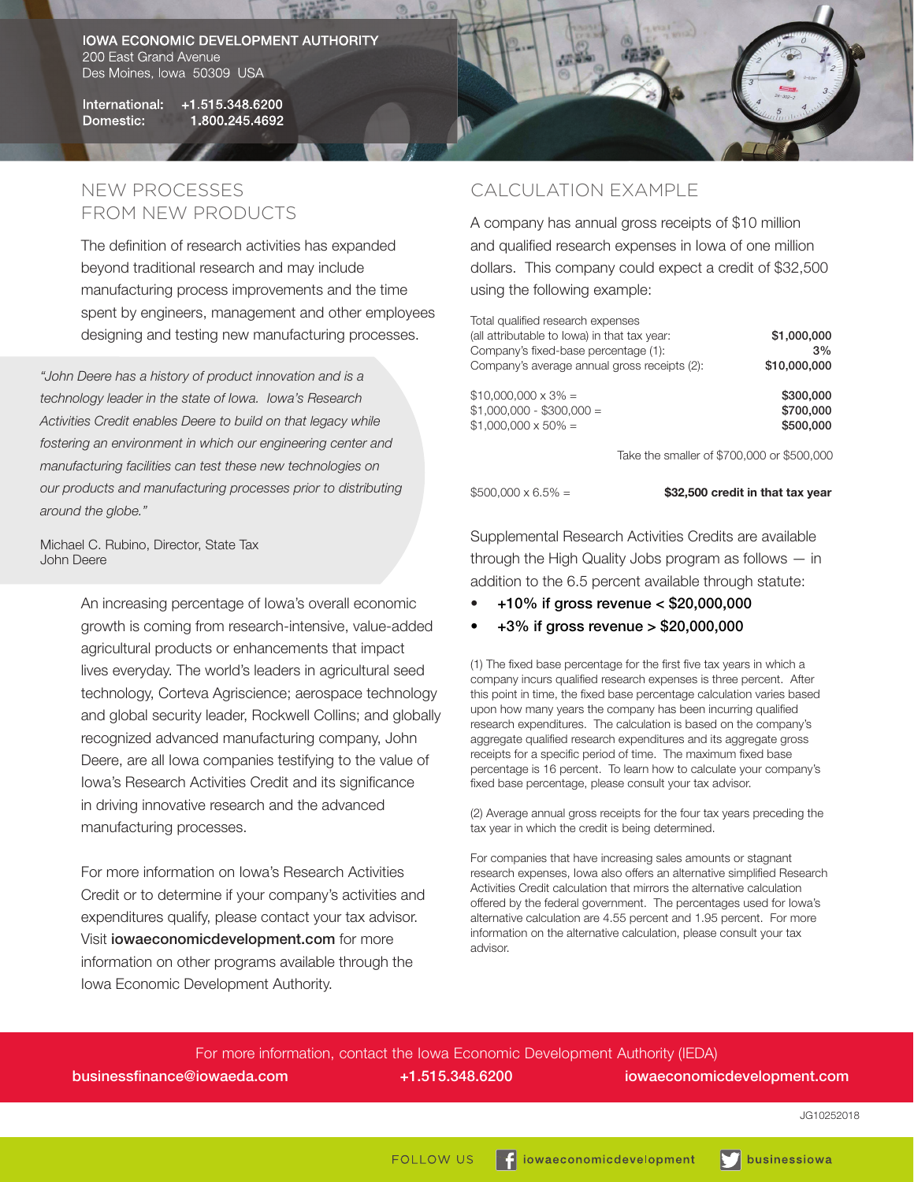**IOWA ECONOMIC DEVELOPMENT AUTHORITY**
200 East Grand Avenue
Des Moines, Iowa 50309 USA

**International:** +1.515.348.6200
**Domestic:** 1.800.245.4692

## NEW PROCESSES FROM NEW PRODUCTS

The definition of research activities has expanded beyond traditional research and may include manufacturing process improvements and the time spent by engineers, management and other employees designing and testing new manufacturing processes.

*"John Deere has a history of product innovation and is a technology leader in the state of Iowa. Iowa's Research Activities Credit enables Deere to build on that legacy while fostering an environment in which our engineering center and manufacturing facilities can test these new technologies on our products and manufacturing processes prior to distributing around the globe."*

Michael C. Rubino, Director, State Tax
John Deere

An increasing percentage of Iowa's overall economic growth is coming from research-intensive, value-added agricultural products or enhancements that impact lives everyday. The world's leaders in agricultural seed technology, Corteva Agriscience; aerospace technology and global security leader, Rockwell Collins; and globally recognized advanced manufacturing company, John Deere, are all Iowa companies testifying to the value of Iowa's Research Activities Credit and its significance in driving innovative research and the advanced manufacturing processes.

For more information on Iowa's Research Activities Credit or to determine if your company's activities and expenditures qualify, please contact your tax advisor. Visit **iowaeconomicdevelopment.com** for more information on other programs available through the Iowa Economic Development Authority.

## CALCULATION EXAMPLE

A company has annual gross receipts of $10 million and qualified research expenses in Iowa of one million dollars. This company could expect a credit of $32,500 using the following example:

| | |
|---|---|
| Total qualified research expenses (all attributable to Iowa) in that tax year: | $1,000,000 |
| Company's fixed-base percentage (1): | 3% |
| Company's average annual gross receipts (2): | $10,000,000 |
| $10,000,000 x 3% = | $300,000 |
| $1,000,000 - $300,000 = | $700,000 |
| $1,000,000 x 50% = | $500,000 |
| Take the smaller of $700,000 or $500,000 | |
| $500,000 x 6.5% = | **$32,500 credit in that tax year** |

Supplemental Research Activities Credits are available through the High Quality Jobs program as follows — in addition to the 6.5 percent available through statute:

- **+10% if gross revenue < $20,000,000**
- **+3% if gross revenue > $20,000,000**

(1) The fixed base percentage for the first five tax years in which a company incurs qualified research expenses is three percent. After this point in time, the fixed base percentage calculation varies based upon how many years the company has been incurring qualified research expenditures. The calculation is based on the company's aggregate qualified research expenditures and its aggregate gross receipts for a specific period of time. The maximum fixed base percentage is 16 percent. To learn how to calculate your company's fixed base percentage, please consult your tax advisor.

(2) Average annual gross receipts for the four tax years preceding the tax year in which the credit is being determined.

For companies that have increasing sales amounts or stagnant research expenses, Iowa also offers an alternative simplified Research Activities Credit calculation that mirrors the alternative calculation offered by the federal government. The percentages used for Iowa's alternative calculation are 4.55 percent and 1.95 percent. For more information on the alternative calculation, please consult your tax advisor.

For more information, contact the Iowa Economic Development Authority (IEDA)

**businessfinance@iowaeda.com** **+1.515.348.6200** **iowaeconomicdevelopment.com**

JG10252018

FOLLOW US iowaeconomicdevelopment businessiowa